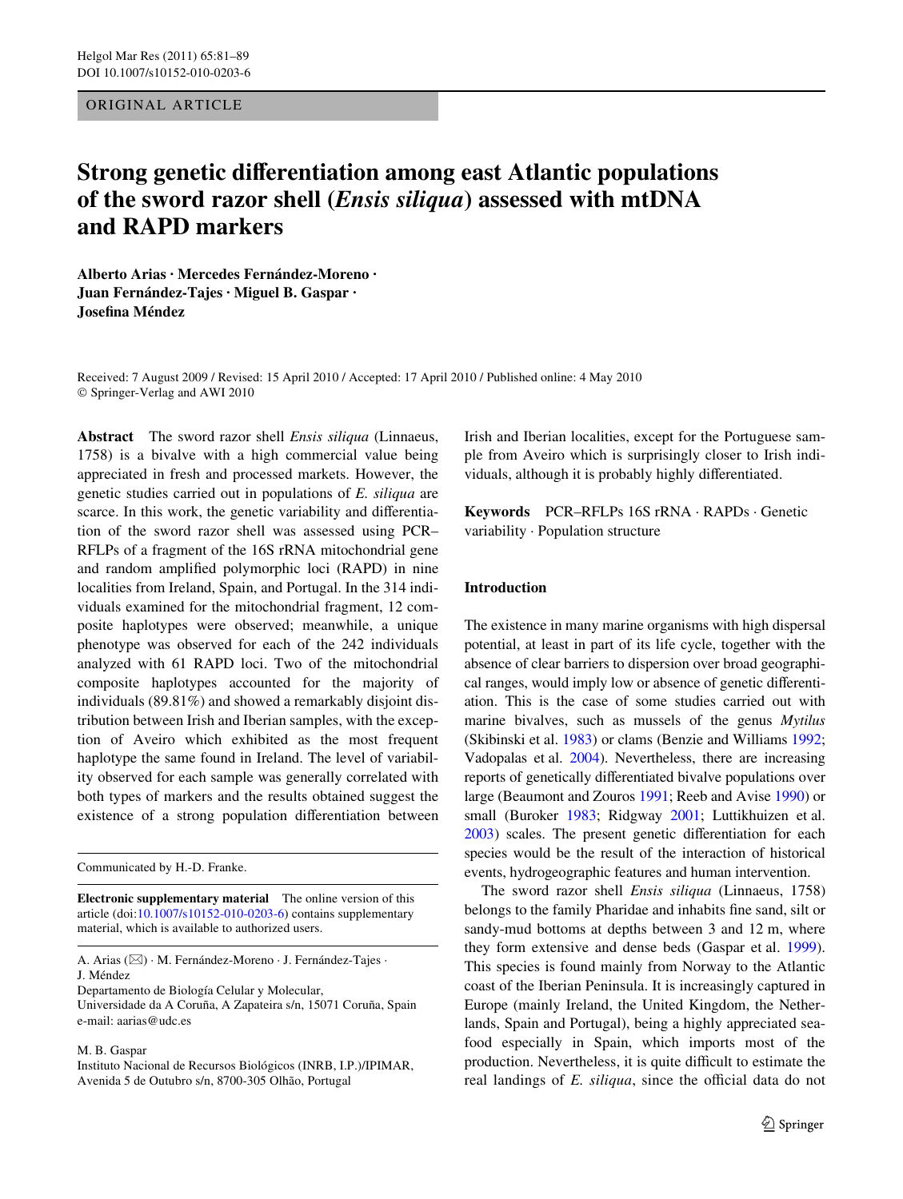ORIGINAL ARTICLE

# Strong genetic differentiation among east Atlantic populations of the sword razor shell (*Ensis siliqua*) assessed with mtDNA and RAPD markers

**Alberto Arias · Mercedes Fernández-Moreno · Juan Fernández-Tajes · Miguel B. Gaspar · Josefina Méndez**

Received: 7 August 2009 / Revised: 15 April 2010 / Accepted: 17 April 2010 / Published online: 4 May 2010
© Springer-Verlag and AWI 2010

**Abstract** The sword razor shell *Ensis siliqua* (Linnaeus, 1758) is a bivalve with a high commercial value being appreciated in fresh and processed markets. However, the genetic studies carried out in populations of *E. siliqua* are scarce. In this work, the genetic variability and differentiation of the sword razor shell was assessed using PCR–RFLPs of a fragment of the 16S rRNA mitochondrial gene and random amplified polymorphic loci (RAPD) in nine localities from Ireland, Spain, and Portugal. In the 314 individuals examined for the mitochondrial fragment, 12 composite haplotypes were observed; meanwhile, a unique phenotype was observed for each of the 242 individuals analyzed with 61 RAPD loci. Two of the mitochondrial composite haplotypes accounted for the majority of individuals (89.81%) and showed a remarkably disjoint distribution between Irish and Iberian samples, with the exception of Aveiro which exhibited as the most frequent haplotype the same found in Ireland. The level of variability observed for each sample was generally correlated with both types of markers and the results obtained suggest the existence of a strong population differentiation between Irish and Iberian localities, except for the Portuguese sample from Aveiro which is surprisingly closer to Irish individuals, although it is probably highly differentiated.

**Keywords** PCR–RFLPs 16S rRNA · RAPDs · Genetic variability · Population structure

Communicated by H.-D. Franke.

**Electronic supplementary material** The online version of this article (doi:10.1007/s10152-010-0203-6) contains supplementary material, which is available to authorized users.

A. Arias (✉) · M. Fernández-Moreno · J. Fernández-Tajes · J. Méndez
Departamento de Biología Celular y Molecular, Universidade da A Coruña, A Zapateira s/n, 15071 Coruña, Spain
e-mail: aarias@udc.es

M. B. Gaspar
Instituto Nacional de Recursos Biológicos (INRB, I.P.)/IPIMAR, Avenida 5 de Outubro s/n, 8700-305 Olhão, Portugal

## Introduction

The existence in many marine organisms with high dispersal potential, at least in part of its life cycle, together with the absence of clear barriers to dispersion over broad geographical ranges, would imply low or absence of genetic differentiation. This is the case of some studies carried out with marine bivalves, such as mussels of the genus *Mytilus* (Skibinski et al. 1983) or clams (Benzie and Williams 1992; Vadopalas et al. 2004). Nevertheless, there are increasing reports of genetically differentiated bivalve populations over large (Beaumont and Zouros 1991; Reeb and Avise 1990) or small (Buroker 1983; Ridgway 2001; Luttikhuizen et al. 2003) scales. The present genetic differentiation for each species would be the result of the interaction of historical events, hydrogeographic features and human intervention.

The sword razor shell *Ensis siliqua* (Linnaeus, 1758) belongs to the family Pharidae and inhabits fine sand, silt or sandy-mud bottoms at depths between 3 and 12 m, where they form extensive and dense beds (Gaspar et al. 1999). This species is found mainly from Norway to the Atlantic coast of the Iberian Peninsula. It is increasingly captured in Europe (mainly Ireland, the United Kingdom, the Netherlands, Spain and Portugal), being a highly appreciated seafood especially in Spain, which imports most of the production. Nevertheless, it is quite difficult to estimate the real landings of *E. siliqua*, since the official data do not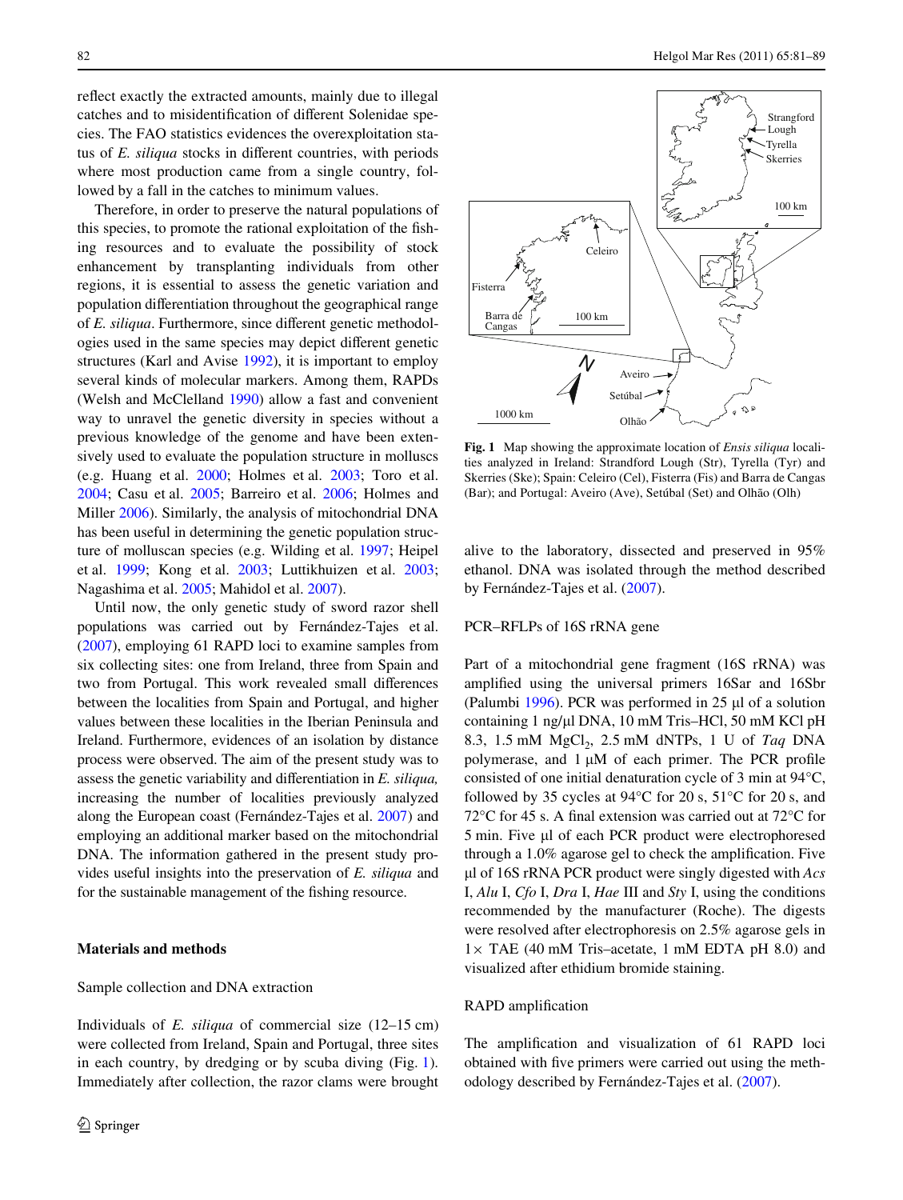reflect exactly the extracted amounts, mainly due to illegal catches and to misidentification of different Solenidae species. The FAO statistics evidences the overexploitation status of *E. siliqua* stocks in different countries, with periods where most production came from a single country, followed by a fall in the catches to minimum values.

Therefore, in order to preserve the natural populations of this species, to promote the rational exploitation of the fishing resources and to evaluate the possibility of stock enhancement by transplanting individuals from other regions, it is essential to assess the genetic variation and population differentiation throughout the geographical range of *E. siliqua*. Furthermore, since different genetic methodologies used in the same species may depict different genetic structures (Karl and Avise 1992), it is important to employ several kinds of molecular markers. Among them, RAPDs (Welsh and McClelland 1990) allow a fast and convenient way to unravel the genetic diversity in species without a previous knowledge of the genome and have been extensively used to evaluate the population structure in molluscs (e.g. Huang et al. 2000; Holmes et al. 2003; Toro et al. 2004; Casu et al. 2005; Barreiro et al. 2006; Holmes and Miller 2006). Similarly, the analysis of mitochondrial DNA has been useful in determining the genetic population structure of molluscan species (e.g. Wilding et al. 1997; Heipel et al. 1999; Kong et al. 2003; Luttikhuizen et al. 2003; Nagashima et al. 2005; Mahidol et al. 2007).

Until now, the only genetic study of sword razor shell populations was carried out by Fernández-Tajes et al. (2007), employing 61 RAPD loci to examine samples from six collecting sites: one from Ireland, three from Spain and two from Portugal. This work revealed small differences between the localities from Spain and Portugal, and higher values between these localities in the Iberian Peninsula and Ireland. Furthermore, evidences of an isolation by distance process were observed. The aim of the present study was to assess the genetic variability and differentiation in *E. siliqua,* increasing the number of localities previously analyzed along the European coast (Fernández-Tajes et al. 2007) and employing an additional marker based on the mitochondrial DNA. The information gathered in the present study provides useful insights into the preservation of *E. siliqua* and for the sustainable management of the fishing resource.

## Materials and methods

### Sample collection and DNA extraction

Individuals of *E. siliqua* of commercial size (12–15 cm) were collected from Ireland, Spain and Portugal, three sites in each country, by dredging or by scuba diving (Fig. 1). Immediately after collection, the razor clams were brought alive to the laboratory, dissected and preserved in 95% ethanol. DNA was isolated through the method described by Fernández-Tajes et al. (2007).

**Fig. 1** Map showing the approximate location of *Ensis siliqua* localities analyzed in Ireland: Strandford Lough (Str), Tyrella (Tyr) and Skerries (Ske); Spain: Celeiro (Cel), Fisterra (Fis) and Barra de Cangas (Bar); and Portugal: Aveiro (Ave), Setúbal (Set) and Olhão (Olh)

### PCR–RFLPs of 16S rRNA gene

Part of a mitochondrial gene fragment (16S rRNA) was amplified using the universal primers 16Sar and 16Sbr (Palumbi 1996). PCR was performed in 25 µl of a solution containing 1 ng/µl DNA, 10 mM Tris–HCl, 50 mM KCl pH 8.3, 1.5 mM $MgCl_2$, 2.5 mM dNTPs, 1 U of *Taq* DNA polymerase, and 1 µM of each primer. The PCR profile consisted of one initial denaturation cycle of 3 min at 94°C, followed by 35 cycles at 94°C for 20 s, 51°C for 20 s, and 72°C for 45 s. A final extension was carried out at 72°C for 5 min. Five µl of each PCR product were electrophoresed through a 1.0% agarose gel to check the amplification. Five µl of 16S rRNA PCR product were singly digested with *Acs* I, *Alu* I, *Cfo* I, *Dra* I, *Hae* III and *Sty* I, using the conditions recommended by the manufacturer (Roche). The digests were resolved after electrophoresis on 2.5% agarose gels in 1× TAE (40 mM Tris–acetate, 1 mM EDTA pH 8.0) and visualized after ethidium bromide staining.

### RAPD amplification

The amplification and visualization of 61 RAPD loci obtained with five primers were carried out using the methodology described by Fernández-Tajes et al. (2007).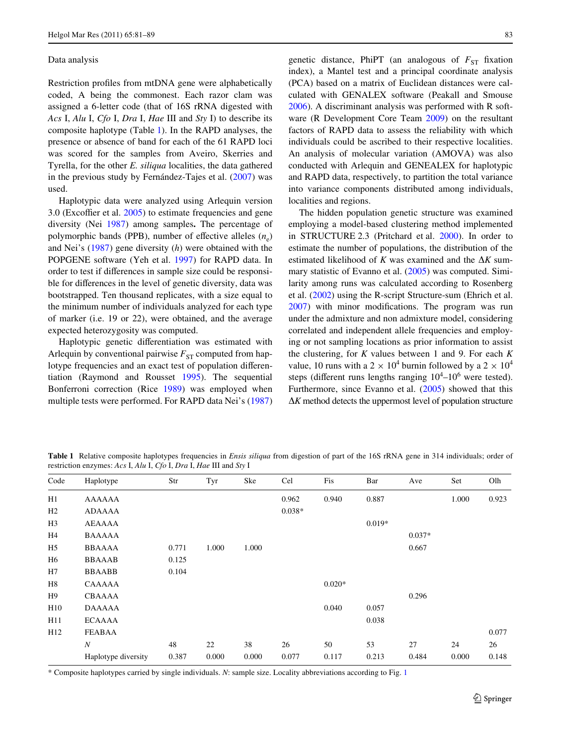## Data analysis

Restriction profiles from mtDNA gene were alphabetically coded, A being the commonest. Each razor clam was assigned a 6-letter code (that of 16S rRNA digested with *Acs* I, *Alu* I, *Cfo* I, *Dra* I, *Hae* III and *Sty* I) to describe its composite haplotype (Table 1). In the RAPD analyses, the presence or absence of band for each of the 61 RAPD loci was scored for the samples from Aveiro, Skerries and Tyrella, for the other *E. siliqua* localities, the data gathered in the previous study by Fernández-Tajes et al. (2007) was used.

Haplotypic data were analyzed using Arlequin version 3.0 (Excoffier et al. 2005) to estimate frequencies and gene diversity (Nei 1987) among samples**.** The percentage of polymorphic bands (PPB), number of effective alleles ($n_e$) and Nei's (1987) gene diversity (*h*) were obtained with the POPGENE software (Yeh et al. 1997) for RAPD data. In order to test if differences in sample size could be responsible for differences in the level of genetic diversity, data was bootstrapped. Ten thousand replicates, with a size equal to the minimum number of individuals analyzed for each type of marker (i.e. 19 or 22), were obtained, and the average expected heterozygosity was computed.

Haplotypic genetic differentiation was estimated with Arlequin by conventional pairwise $F_{ST}$ computed from haplotype frequencies and an exact test of population differentiation (Raymond and Rousset 1995). The sequential Bonferroni correction (Rice 1989) was employed when multiple tests were performed. For RAPD data Nei's (1987) genetic distance, PhiPT (an analogous of $F_{ST}$ fixation index), a Mantel test and a principal coordinate analysis (PCA) based on a matrix of Euclidean distances were calculated with GENALEX software (Peakall and Smouse 2006). A discriminant analysis was performed with R software (R Development Core Team 2009) on the resultant factors of RAPD data to assess the reliability with which individuals could be ascribed to their respective localities. An analysis of molecular variation (AMOVA) was also conducted with Arlequin and GENEALEX for haplotypic and RAPD data, respectively, to partition the total variance into variance components distributed among individuals, localities and regions.

The hidden population genetic structure was examined employing a model-based clustering method implemented in STRUCTURE 2.3 (Pritchard et al. 2000). In order to estimate the number of populations, the distribution of the estimated likelihood of *K* was examined and the $\Delta K$ summary statistic of Evanno et al. (2005) was computed. Similarity among runs was calculated according to Rosenberg et al. (2002) using the R-script Structure-sum (Ehrich et al. 2007) with minor modifications. The program was run under the admixture and non admixture model, considering correlated and independent allele frequencies and employing or not sampling locations as prior information to assist the clustering, for *K* values between 1 and 9. For each *K* value, 10 runs with a $2 \times 10^4$ burnin followed by a $2 \times 10^4$ steps (different runs lengths ranging $10^4$–$10^6$ were tested). Furthermore, since Evanno et al. (2005) showed that this $\Delta K$ method detects the uppermost level of population structure

**Table 1** Relative composite haplotypes frequencies in *Ensis siliqua* from digestion of part of the 16S rRNA gene in 314 individuals; order of restriction enzymes: *Acs* I, *Alu* I, *Cfo* I, *Dra* I, *Hae* III and *Sty* I

| Code | Haplotype | Str | Tyr | Ske | Cel | Fis | Bar | Ave | Set | Olh |
|---|---|---|---|---|---|---|---|---|---|---|
| H1 | AAAAAA | | | | 0.962 | 0.940 | 0.887 | | 1.000 | 0.923 |
| H2 | ADAAAA | | | | 0.038* | | | | | |
| H3 | AEAAAA | | | | | | 0.019* | | | |
| H4 | BAAAAA | | | | | | | 0.037* | | |
| H5 | BBAAAA | 0.771 | 1.000 | 1.000 | | | | 0.667 | | |
| H6 | BBAAAB | 0.125 | | | | | | | | |
| H7 | BBAABB | 0.104 | | | | | | | | |
| H8 | CAAAAA | | | | | 0.020* | | | | |
| H9 | CBAAAA | | | | | | | 0.296 | | |
| H10 | DAAAAA | | | | | 0.040 | 0.057 | | | |
| H11 | ECAAAA | | | | | | 0.038 | | | |
| H12 | FEABAA | | | | | | | | | 0.077 |
| | *N* | 48 | 22 | 38 | 26 | 50 | 53 | 27 | 24 | 26 |
| | Haplotype diversity | 0.387 | 0.000 | 0.000 | 0.077 | 0.117 | 0.213 | 0.484 | 0.000 | 0.148 |

\* Composite haplotypes carried by single individuals. *N*: sample size. Locality abbreviations according to Fig. 1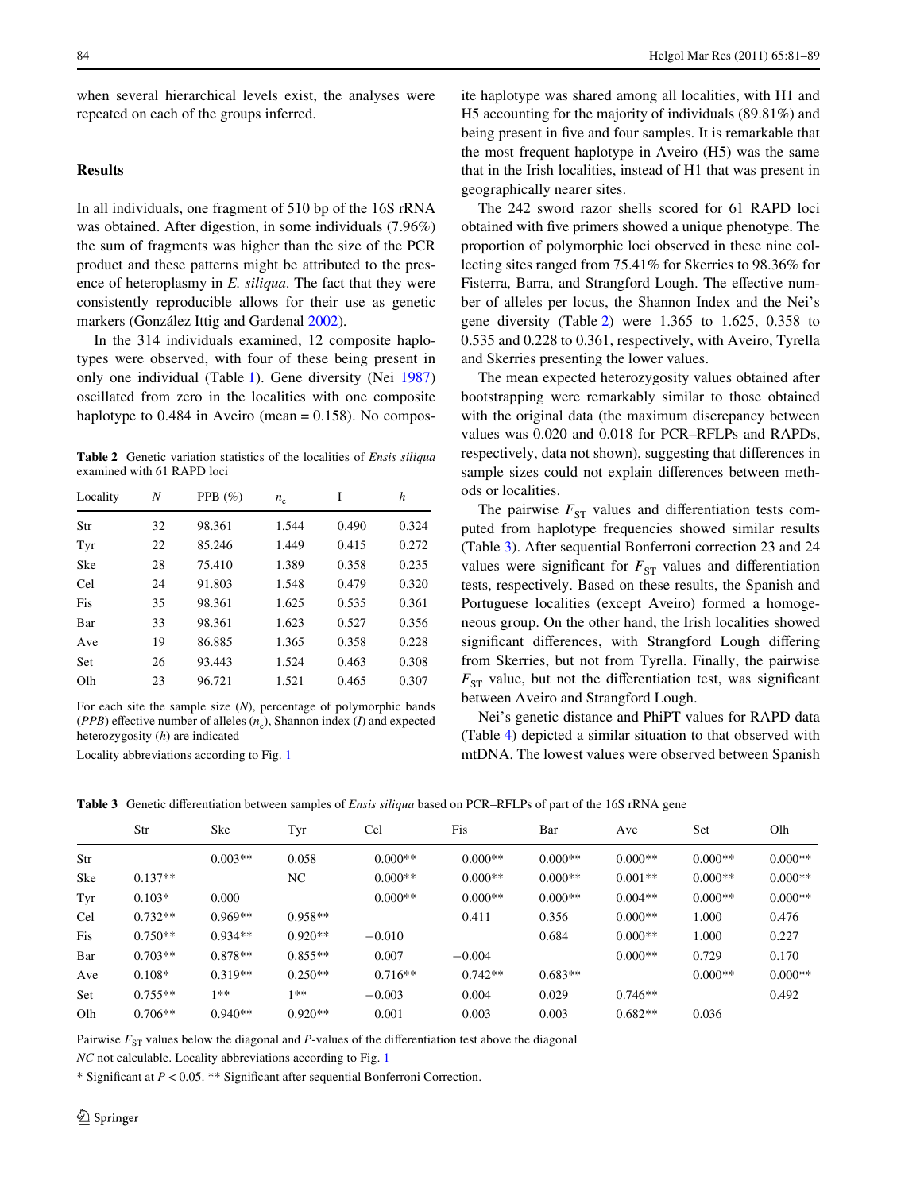when several hierarchical levels exist, the analyses were repeated on each of the groups inferred.

## Results

In all individuals, one fragment of 510 bp of the 16S rRNA was obtained. After digestion, in some individuals (7.96%) the sum of fragments was higher than the size of the PCR product and these patterns might be attributed to the presence of heteroplasmy in *E. siliqua*. The fact that they were consistently reproducible allows for their use as genetic markers (González Ittig and Gardenal 2002).

In the 314 individuals examined, 12 composite haplotypes were observed, with four of these being present in only one individual (Table 1). Gene diversity (Nei 1987) oscillated from zero in the localities with one composite haplotype to 0.484 in Aveiro (mean = 0.158). No composite haplotype was shared among all localities, with H1 and H5 accounting for the majority of individuals (89.81%) and being present in five and four samples. It is remarkable that the most frequent haplotype in Aveiro (H5) was the same that in the Irish localities, instead of H1 that was present in geographically nearer sites.

**Table 2** Genetic variation statistics of the localities of *Ensis siliqua* examined with 61 RAPD loci

| Locality | $N$ | PPB (%) | $n_e$ | I | $h$ |
|---|---|---|---|---|---|
| Str | 32 | 98.361 | 1.544 | 0.490 | 0.324 |
| Tyr | 22 | 85.246 | 1.449 | 0.415 | 0.272 |
| Ske | 28 | 75.410 | 1.389 | 0.358 | 0.235 |
| Cel | 24 | 91.803 | 1.548 | 0.479 | 0.320 |
| Fis | 35 | 98.361 | 1.625 | 0.535 | 0.361 |
| Bar | 33 | 98.361 | 1.623 | 0.527 | 0.356 |
| Ave | 19 | 86.885 | 1.365 | 0.358 | 0.228 |
| Set | 26 | 93.443 | 1.524 | 0.463 | 0.308 |
| Olh | 23 | 96.721 | 1.521 | 0.465 | 0.307 |

For each site the sample size ($N$), percentage of polymorphic bands (*PPB*) effective number of alleles ($n_e$), Shannon index ($I$) and expected heterozygosity ($h$) are indicated

Locality abbreviations according to Fig. 1

The 242 sword razor shells scored for 61 RAPD loci obtained with five primers showed a unique phenotype. The proportion of polymorphic loci observed in these nine collecting sites ranged from 75.41% for Skerries to 98.36% for Fisterra, Barra, and Strangford Lough. The effective number of alleles per locus, the Shannon Index and the Nei's gene diversity (Table 2) were 1.365 to 1.625, 0.358 to 0.535 and 0.228 to 0.361, respectively, with Aveiro, Tyrella and Skerries presenting the lower values.

The mean expected heterozygosity values obtained after bootstrapping were remarkably similar to those obtained with the original data (the maximum discrepancy between values was 0.020 and 0.018 for PCR–RFLPs and RAPDs, respectively, data not shown), suggesting that differences in sample sizes could not explain differences between methods or localities.

The pairwise $F_{ST}$ values and differentiation tests computed from haplotype frequencies showed similar results (Table 3). After sequential Bonferroni correction 23 and 24 values were significant for $F_{ST}$ values and differentiation tests, respectively. Based on these results, the Spanish and Portuguese localities (except Aveiro) formed a homogeneous group. On the other hand, the Irish localities showed significant differences, with Strangford Lough differing from Skerries, but not from Tyrella. Finally, the pairwise $F_{ST}$ value, but not the differentiation test, was significant between Aveiro and Strangford Lough.

Nei's genetic distance and PhiPT values for RAPD data (Table 4) depicted a similar situation to that observed with mtDNA. The lowest values were observed between Spanish

**Table 3** Genetic differentiation between samples of *Ensis siliqua* based on PCR–RFLPs of part of the 16S rRNA gene

| | Str | Ske | Tyr | Cel | Fis | Bar | Ave | Set | Olh |
|---|---|---|---|---|---|---|---|---|---|
| Str | | 0.003** | 0.058 | 0.000** | 0.000** | 0.000** | 0.000** | 0.000** | 0.000** |
| Ske | 0.137** | | NC | 0.000** | 0.000** | 0.000** | 0.001** | 0.000** | 0.000** |
| Tyr | 0.103* | 0.000 | | 0.000** | 0.000** | 0.000** | 0.004** | 0.000** | 0.000** |
| Cel | 0.732** | 0.969** | 0.958** | | 0.411 | 0.356 | 0.000** | 1.000 | 0.476 |
| Fis | 0.750** | 0.934** | 0.920** | −0.010 | | 0.684 | 0.000** | 1.000 | 0.227 |
| Bar | 0.703** | 0.878** | 0.855** | 0.007 | −0.004 | | 0.000** | 0.729 | 0.170 |
| Ave | 0.108* | 0.319** | 0.250** | 0.716** | 0.742** | 0.683** | | 0.000** | 0.000** |
| Set | 0.755** | 1** | 1** | −0.003 | 0.004 | 0.029 | 0.746** | | 0.492 |
| Olh | 0.706** | 0.940** | 0.920** | 0.001 | 0.003 | 0.003 | 0.682** | 0.036 | |

Pairwise $F_{ST}$ values below the diagonal and *P*-values of the differentiation test above the diagonal

*NC* not calculable. Locality abbreviations according to Fig. 1

* Significant at $P < 0.05$. ** Significant after sequential Bonferroni Correction.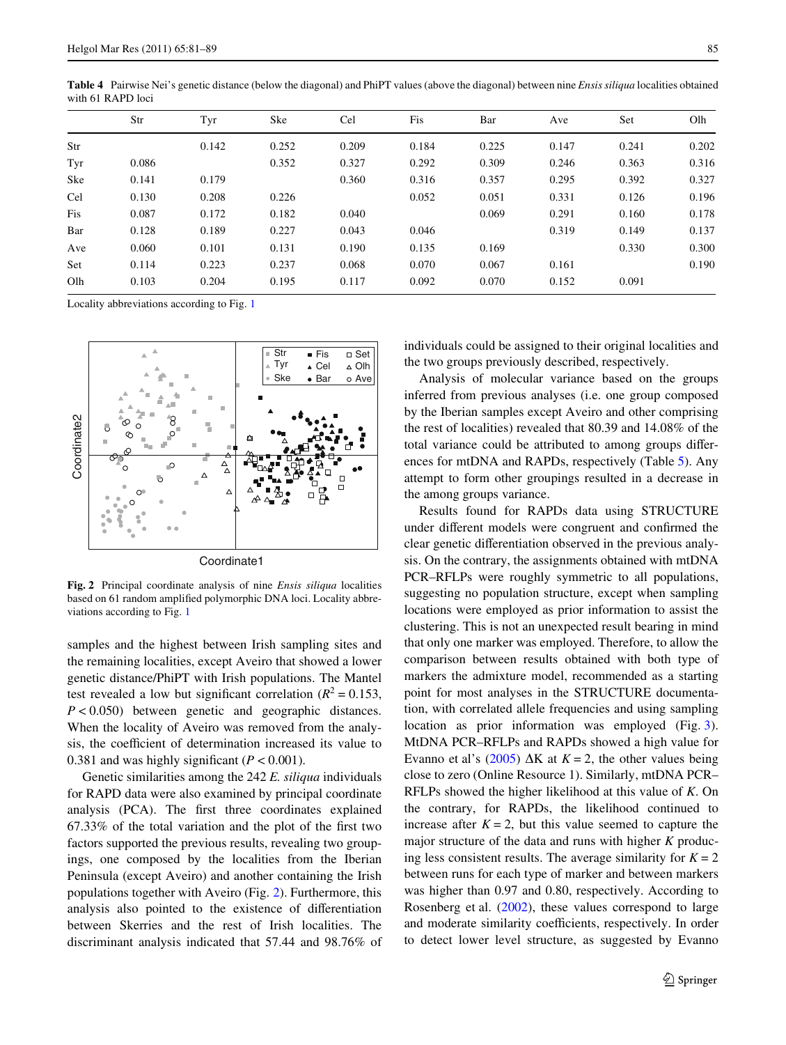**Table 4** Pairwise Nei's genetic distance (below the diagonal) and PhiPT values (above the diagonal) between nine *Ensis siliqua* localities obtained with 61 RAPD loci

| | Str | Tyr | Ske | Cel | Fis | Bar | Ave | Set | Olh |
|---|---|---|---|---|---|---|---|---|---|
| Str | | 0.142 | 0.252 | 0.209 | 0.184 | 0.225 | 0.147 | 0.241 | 0.202 |
| Tyr | 0.086 | | 0.352 | 0.327 | 0.292 | 0.309 | 0.246 | 0.363 | 0.316 |
| Ske | 0.141 | 0.179 | | 0.360 | 0.316 | 0.357 | 0.295 | 0.392 | 0.327 |
| Cel | 0.130 | 0.208 | 0.226 | | 0.052 | 0.051 | 0.331 | 0.126 | 0.196 |
| Fis | 0.087 | 0.172 | 0.182 | 0.040 | | 0.069 | 0.291 | 0.160 | 0.178 |
| Bar | 0.128 | 0.189 | 0.227 | 0.043 | 0.046 | | 0.319 | 0.149 | 0.137 |
| Ave | 0.060 | 0.101 | 0.131 | 0.190 | 0.135 | 0.169 | | 0.330 | 0.300 |
| Set | 0.114 | 0.223 | 0.237 | 0.068 | 0.070 | 0.067 | 0.161 | | 0.190 |
| Olh | 0.103 | 0.204 | 0.195 | 0.117 | 0.092 | 0.070 | 0.152 | 0.091 | |

Locality abbreviations according to Fig. 1

**Fig. 2** Principal coordinate analysis of nine *Ensis siliqua* localities based on 61 random amplified polymorphic DNA loci. Locality abbreviations according to Fig. 1

samples and the highest between Irish sampling sites and the remaining localities, except Aveiro that showed a lower genetic distance/PhiPT with Irish populations. The Mantel test revealed a low but significant correlation ($R^2 = 0.153$, $P < 0.050$) between genetic and geographic distances. When the locality of Aveiro was removed from the analysis, the coefficient of determination increased its value to 0.381 and was highly significant ($P < 0.001$).

Genetic similarities among the 242 *E. siliqua* individuals for RAPD data were also examined by principal coordinate analysis (PCA). The first three coordinates explained 67.33% of the total variation and the plot of the first two factors supported the previous results, revealing two groupings, one composed by the localities from the Iberian Peninsula (except Aveiro) and another containing the Irish populations together with Aveiro (Fig. 2). Furthermore, this analysis also pointed to the existence of differentiation between Skerries and the rest of Irish localities. The discriminant analysis indicated that 57.44 and 98.76% of individuals could be assigned to their original localities and the two groups previously described, respectively.

Analysis of molecular variance based on the groups inferred from previous analyses (i.e. one group composed by the Iberian samples except Aveiro and other comprising the rest of localities) revealed that 80.39 and 14.08% of the total variance could be attributed to among groups differences for mtDNA and RAPDs, respectively (Table 5). Any attempt to form other groupings resulted in a decrease in the among groups variance.

Results found for RAPDs data using STRUCTURE under different models were congruent and confirmed the clear genetic differentiation observed in the previous analysis. On the contrary, the assignments obtained with mtDNA PCR–RFLPs were roughly symmetric to all populations, suggesting no population structure, except when sampling locations were employed as prior information to assist the clustering. This is not an unexpected result bearing in mind that only one marker was employed. Therefore, to allow the comparison between results obtained with both type of markers the admixture model, recommended as a starting point for most analyses in the STRUCTURE documentation, with correlated allele frequencies and using sampling location as prior information was employed (Fig. 3). MtDNA PCR–RFLPs and RAPDs showed a high value for Evanno et al's (2005) $\Delta K$ at $K = 2$, the other values being close to zero (Online Resource 1). Similarly, mtDNA PCR–RFLPs showed the higher likelihood at this value of $K$. On the contrary, for RAPDs, the likelihood continued to increase after $K = 2$, but this value seemed to capture the major structure of the data and runs with higher $K$ producing less consistent results. The average similarity for $K = 2$ between runs for each type of marker and between markers was higher than 0.97 and 0.80, respectively. According to Rosenberg et al. (2002), these values correspond to large and moderate similarity coefficients, respectively. In order to detect lower level structure, as suggested by Evanno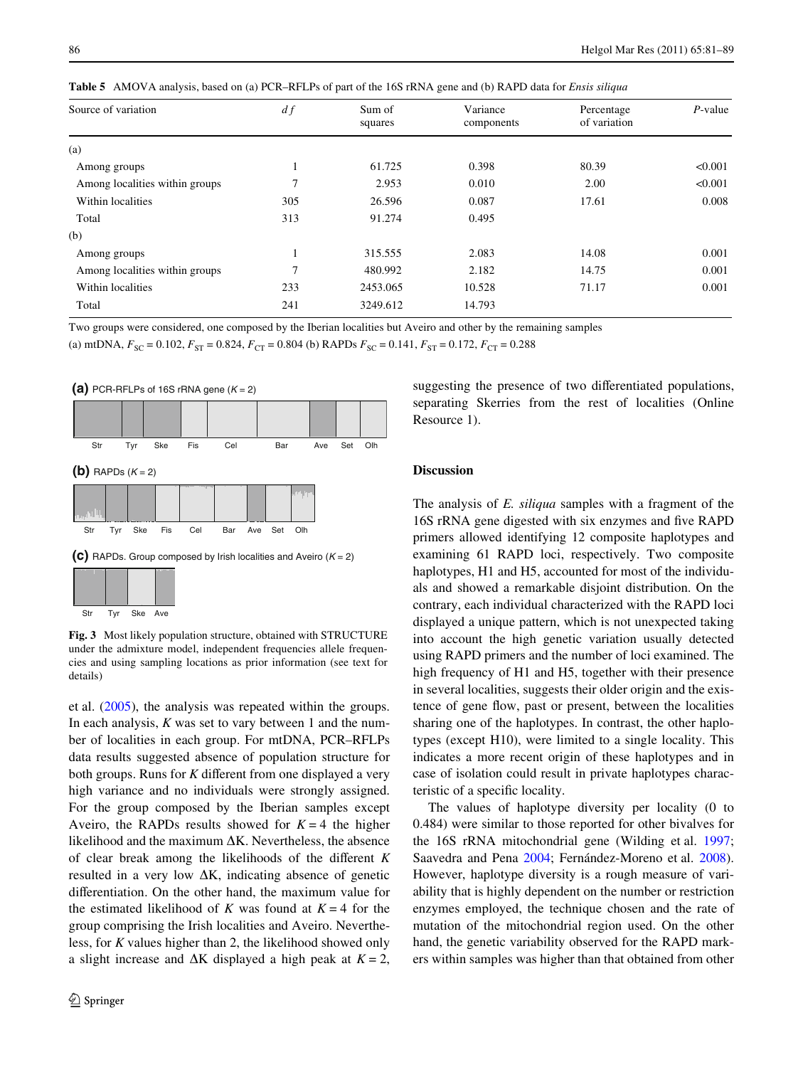**Table 5** AMOVA analysis, based on (a) PCR–RFLPs of part of the 16S rRNA gene and (b) RAPD data for *Ensis siliqua*

| Source of variation | *d f* | Sum of squares | Variance components | Percentage of variation | *P*-value |
|---|---|---|---|---|---|
| (a) | | | | | |
| Among groups | 1 | 61.725 | 0.398 | 80.39 | <0.001 |
| Among localities within groups | 7 | 2.953 | 0.010 | 2.00 | <0.001 |
| Within localities | 305 | 26.596 | 0.087 | 17.61 | 0.008 |
| Total | 313 | 91.274 | 0.495 | | |
| (b) | | | | | |
| Among groups | 1 | 315.555 | 2.083 | 14.08 | 0.001 |
| Among localities within groups | 7 | 480.992 | 2.182 | 14.75 | 0.001 |
| Within localities | 233 | 2453.065 | 10.528 | 71.17 | 0.001 |
| Total | 241 | 3249.612 | 14.793 | | |

Two groups were considered, one composed by the Iberian localities but Aveiro and other by the remaining samples

(a) mtDNA, $F_{SC} = 0.102$, $F_{ST} = 0.824$, $F_{CT} = 0.804$ (b) RAPDs $F_{SC} = 0.141$, $F_{ST} = 0.172$, $F_{CT} = 0.288$

**Fig. 3** Most likely population structure, obtained with STRUCTURE under the admixture model, independent frequencies allele frequencies and using sampling locations as prior information (see text for details)

et al. (2005), the analysis was repeated within the groups. In each analysis, *K* was set to vary between 1 and the number of localities in each group. For mtDNA, PCR–RFLPs data results suggested absence of population structure for both groups. Runs for *K* different from one displayed a very high variance and no individuals were strongly assigned. For the group composed by the Iberian samples except Aveiro, the RAPDs results showed for $K = 4$ the higher likelihood and the maximum ΔK. Nevertheless, the absence of clear break among the likelihoods of the different *K* resulted in a very low ΔK, indicating absence of genetic differentiation. On the other hand, the maximum value for the estimated likelihood of *K* was found at $K = 4$ for the group comprising the Irish localities and Aveiro. Nevertheless, for *K* values higher than 2, the likelihood showed only a slight increase and ΔK displayed a high peak at $K = 2$, suggesting the presence of two differentiated populations, separating Skerries from the rest of localities (Online Resource 1).

## Discussion

The analysis of *E. siliqua* samples with a fragment of the 16S rRNA gene digested with six enzymes and five RAPD primers allowed identifying 12 composite haplotypes and examining 61 RAPD loci, respectively. Two composite haplotypes, H1 and H5, accounted for most of the individuals and showed a remarkable disjoint distribution. On the contrary, each individual characterized with the RAPD loci displayed a unique pattern, which is not unexpected taking into account the high genetic variation usually detected using RAPD primers and the number of loci examined. The high frequency of H1 and H5, together with their presence in several localities, suggests their older origin and the existence of gene flow, past or present, between the localities sharing one of the haplotypes. In contrast, the other haplotypes (except H10), were limited to a single locality. This indicates a more recent origin of these haplotypes and in case of isolation could result in private haplotypes characteristic of a specific locality.

The values of haplotype diversity per locality (0 to 0.484) were similar to those reported for other bivalves for the 16S rRNA mitochondrial gene (Wilding et al. 1997; Saavedra and Pena 2004; Fernández-Moreno et al. 2008). However, haplotype diversity is a rough measure of variability that is highly dependent on the number or restriction enzymes employed, the technique chosen and the rate of mutation of the mitochondrial region used. On the other hand, the genetic variability observed for the RAPD markers within samples was higher than that obtained from other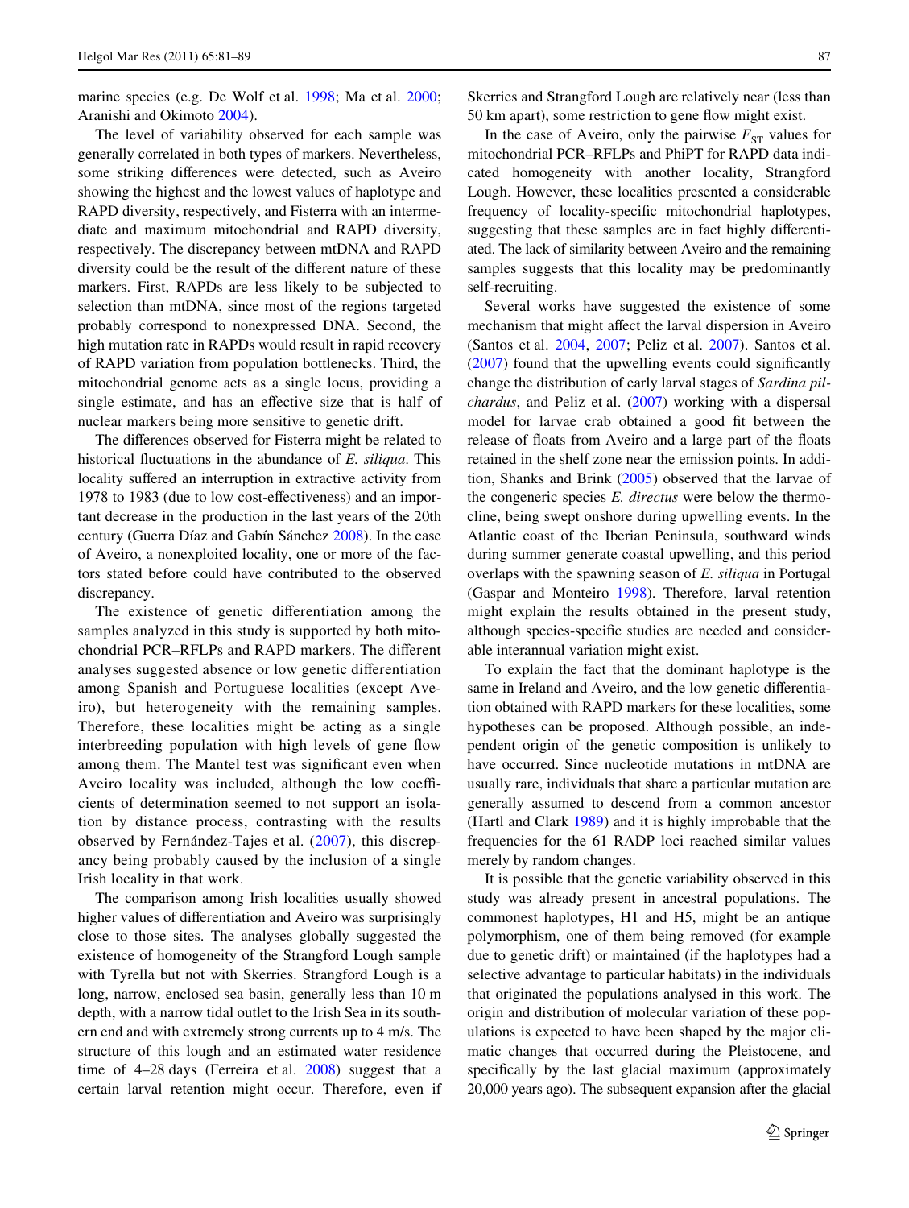marine species (e.g. De Wolf et al. 1998; Ma et al. 2000; Aranishi and Okimoto 2004).

The level of variability observed for each sample was generally correlated in both types of markers. Nevertheless, some striking differences were detected, such as Aveiro showing the highest and the lowest values of haplotype and RAPD diversity, respectively, and Fisterra with an intermediate and maximum mitochondrial and RAPD diversity, respectively. The discrepancy between mtDNA and RAPD diversity could be the result of the different nature of these markers. First, RAPDs are less likely to be subjected to selection than mtDNA, since most of the regions targeted probably correspond to nonexpressed DNA. Second, the high mutation rate in RAPDs would result in rapid recovery of RAPD variation from population bottlenecks. Third, the mitochondrial genome acts as a single locus, providing a single estimate, and has an effective size that is half of nuclear markers being more sensitive to genetic drift.

The differences observed for Fisterra might be related to historical fluctuations in the abundance of *E. siliqua*. This locality suffered an interruption in extractive activity from 1978 to 1983 (due to low cost-effectiveness) and an important decrease in the production in the last years of the 20th century (Guerra Díaz and Gabín Sánchez 2008). In the case of Aveiro, a nonexploited locality, one or more of the factors stated before could have contributed to the observed discrepancy.

The existence of genetic differentiation among the samples analyzed in this study is supported by both mitochondrial PCR–RFLPs and RAPD markers. The different analyses suggested absence or low genetic differentiation among Spanish and Portuguese localities (except Aveiro), but heterogeneity with the remaining samples. Therefore, these localities might be acting as a single interbreeding population with high levels of gene flow among them. The Mantel test was significant even when Aveiro locality was included, although the low coefficients of determination seemed to not support an isolation by distance process, contrasting with the results observed by Fernández-Tajes et al. (2007), this discrepancy being probably caused by the inclusion of a single Irish locality in that work.

The comparison among Irish localities usually showed higher values of differentiation and Aveiro was surprisingly close to those sites. The analyses globally suggested the existence of homogeneity of the Strangford Lough sample with Tyrella but not with Skerries. Strangford Lough is a long, narrow, enclosed sea basin, generally less than 10 m depth, with a narrow tidal outlet to the Irish Sea in its southern end and with extremely strong currents up to 4 m/s. The structure of this lough and an estimated water residence time of 4–28 days (Ferreira et al. 2008) suggest that a certain larval retention might occur. Therefore, even if Skerries and Strangford Lough are relatively near (less than 50 km apart), some restriction to gene flow might exist.

In the case of Aveiro, only the pairwise $F_{ST}$ values for mitochondrial PCR–RFLPs and PhiPT for RAPD data indicated homogeneity with another locality, Strangford Lough. However, these localities presented a considerable frequency of locality-specific mitochondrial haplotypes, suggesting that these samples are in fact highly differentiated. The lack of similarity between Aveiro and the remaining samples suggests that this locality may be predominantly self-recruiting.

Several works have suggested the existence of some mechanism that might affect the larval dispersion in Aveiro (Santos et al. 2004, 2007; Peliz et al. 2007). Santos et al. (2007) found that the upwelling events could significantly change the distribution of early larval stages of *Sardina pilchardus*, and Peliz et al. (2007) working with a dispersal model for larvae crab obtained a good fit between the release of floats from Aveiro and a large part of the floats retained in the shelf zone near the emission points. In addition, Shanks and Brink (2005) observed that the larvae of the congeneric species *E. directus* were below the thermocline, being swept onshore during upwelling events. In the Atlantic coast of the Iberian Peninsula, southward winds during summer generate coastal upwelling, and this period overlaps with the spawning season of *E. siliqua* in Portugal (Gaspar and Monteiro 1998). Therefore, larval retention might explain the results obtained in the present study, although species-specific studies are needed and considerable interannual variation might exist.

To explain the fact that the dominant haplotype is the same in Ireland and Aveiro, and the low genetic differentiation obtained with RAPD markers for these localities, some hypotheses can be proposed. Although possible, an independent origin of the genetic composition is unlikely to have occurred. Since nucleotide mutations in mtDNA are usually rare, individuals that share a particular mutation are generally assumed to descend from a common ancestor (Hartl and Clark 1989) and it is highly improbable that the frequencies for the 61 RADP loci reached similar values merely by random changes.

It is possible that the genetic variability observed in this study was already present in ancestral populations. The commonest haplotypes, H1 and H5, might be an antique polymorphism, one of them being removed (for example due to genetic drift) or maintained (if the haplotypes had a selective advantage to particular habitats) in the individuals that originated the populations analysed in this work. The origin and distribution of molecular variation of these populations is expected to have been shaped by the major climatic changes that occurred during the Pleistocene, and specifically by the last glacial maximum (approximately 20,000 years ago). The subsequent expansion after the glacial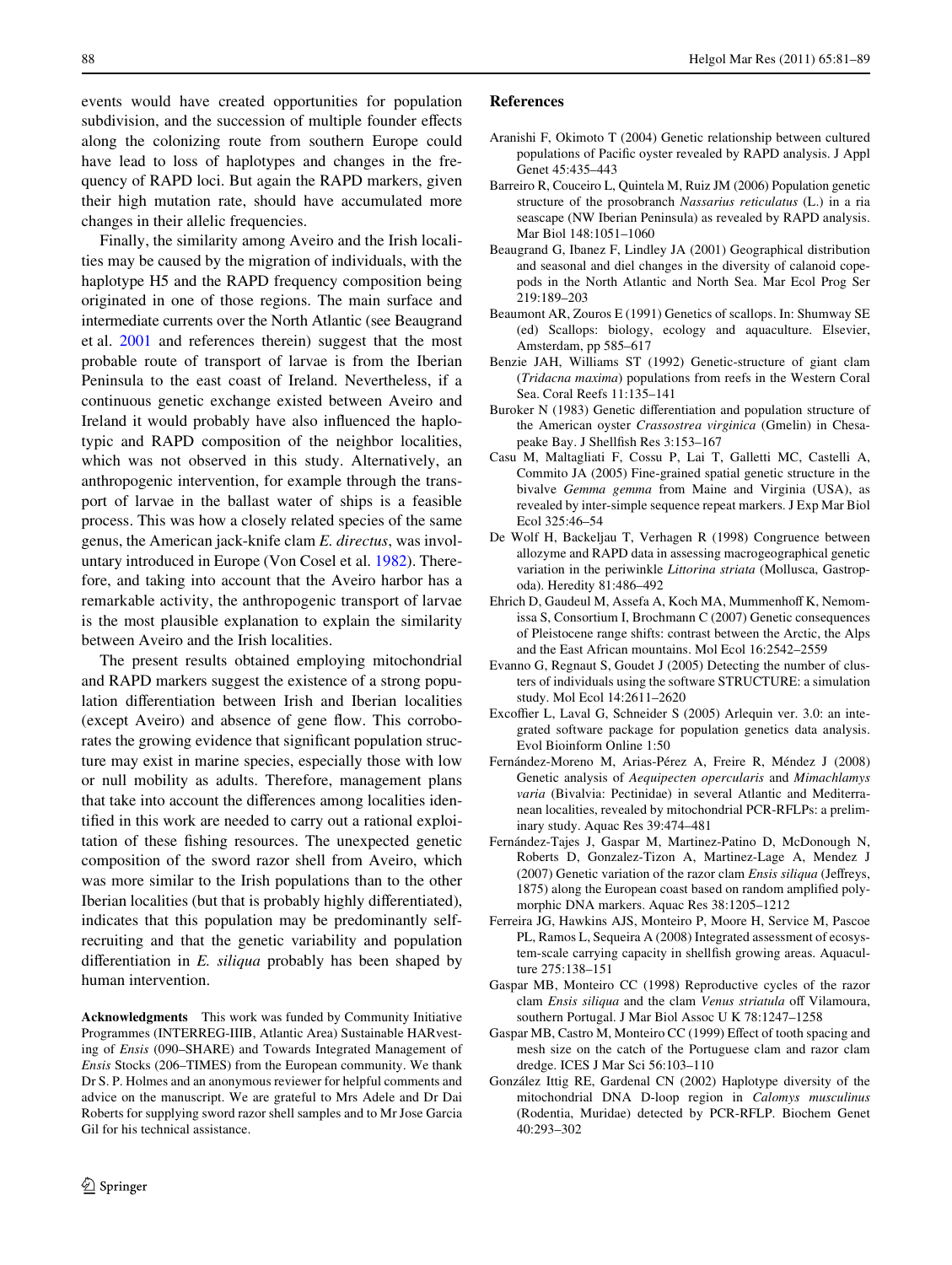events would have created opportunities for population subdivision, and the succession of multiple founder effects along the colonizing route from southern Europe could have lead to loss of haplotypes and changes in the frequency of RAPD loci. But again the RAPD markers, given their high mutation rate, should have accumulated more changes in their allelic frequencies.

Finally, the similarity among Aveiro and the Irish localities may be caused by the migration of individuals, with the haplotype H5 and the RAPD frequency composition being originated in one of those regions. The main surface and intermediate currents over the North Atlantic (see Beaugrand et al. 2001 and references therein) suggest that the most probable route of transport of larvae is from the Iberian Peninsula to the east coast of Ireland. Nevertheless, if a continuous genetic exchange existed between Aveiro and Ireland it would probably have also influenced the haplotypic and RAPD composition of the neighbor localities, which was not observed in this study. Alternatively, an anthropogenic intervention, for example through the transport of larvae in the ballast water of ships is a feasible process. This was how a closely related species of the same genus, the American jack-knife clam *E. directus*, was involuntary introduced in Europe (Von Cosel et al. 1982). Therefore, and taking into account that the Aveiro harbor has a remarkable activity, the anthropogenic transport of larvae is the most plausible explanation to explain the similarity between Aveiro and the Irish localities.

The present results obtained employing mitochondrial and RAPD markers suggest the existence of a strong population differentiation between Irish and Iberian localities (except Aveiro) and absence of gene flow. This corroborates the growing evidence that significant population structure may exist in marine species, especially those with low or null mobility as adults. Therefore, management plans that take into account the differences among localities identified in this work are needed to carry out a rational exploitation of these fishing resources. The unexpected genetic composition of the sword razor shell from Aveiro, which was more similar to the Irish populations than to the other Iberian localities (but that is probably highly differentiated), indicates that this population may be predominantly self-recruiting and that the genetic variability and population differentiation in *E. siliqua* probably has been shaped by human intervention.

**Acknowledgments** This work was funded by Community Initiative Programmes (INTERREG-IIIB, Atlantic Area) Sustainable HARvesting of *Ensis* (090–SHARE) and Towards Integrated Management of *Ensis* Stocks (206–TIMES) from the European community. We thank Dr S. P. Holmes and an anonymous reviewer for helpful comments and advice on the manuscript. We are grateful to Mrs Adele and Dr Dai Roberts for supplying sword razor shell samples and to Mr Jose Garcia Gil for his technical assistance.

## References

Aranishi F, Okimoto T (2004) Genetic relationship between cultured populations of Pacific oyster revealed by RAPD analysis. J Appl Genet 45:435–443

Barreiro R, Couceiro L, Quintela M, Ruiz JM (2006) Population genetic structure of the prosobranch *Nassarius reticulatus* (L.) in a ria seascape (NW Iberian Peninsula) as revealed by RAPD analysis. Mar Biol 148:1051–1060

Beaugrand G, Ibanez F, Lindley JA (2001) Geographical distribution and seasonal and diel changes in the diversity of calanoid copepods in the North Atlantic and North Sea. Mar Ecol Prog Ser 219:189–203

Beaumont AR, Zouros E (1991) Genetics of scallops. In: Shumway SE (ed) Scallops: biology, ecology and aquaculture. Elsevier, Amsterdam, pp 585–617

Benzie JAH, Williams ST (1992) Genetic-structure of giant clam (*Tridacna maxima*) populations from reefs in the Western Coral Sea. Coral Reefs 11:135–141

Buroker N (1983) Genetic differentiation and population structure of the American oyster *Crassostrea virginica* (Gmelin) in Chesapeake Bay. J Shellfish Res 3:153–167

Casu M, Maltagliati F, Cossu P, Lai T, Galletti MC, Castelli A, Commito JA (2005) Fine-grained spatial genetic structure in the bivalve *Gemma gemma* from Maine and Virginia (USA), as revealed by inter-simple sequence repeat markers. J Exp Mar Biol Ecol 325:46–54

De Wolf H, Backeljau T, Verhagen R (1998) Congruence between allozyme and RAPD data in assessing macrogeographical genetic variation in the periwinkle *Littorina striata* (Mollusca, Gastropoda). Heredity 81:486–492

Ehrich D, Gaudeul M, Assefa A, Koch MA, Mummenhoff K, Nemomissa S, Consortium I, Brochmann C (2007) Genetic consequences of Pleistocene range shifts: contrast between the Arctic, the Alps and the East African mountains. Mol Ecol 16:2542–2559

Evanno G, Regnaut S, Goudet J (2005) Detecting the number of clusters of individuals using the software STRUCTURE: a simulation study. Mol Ecol 14:2611–2620

Excoffier L, Laval G, Schneider S (2005) Arlequin ver. 3.0: an integrated software package for population genetics data analysis. Evol Bioinform Online 1:50

Fernández-Moreno M, Arias-Pérez A, Freire R, Méndez J (2008) Genetic analysis of *Aequipecten opercularis* and *Mimachlamys varia* (Bivalvia: Pectinidae) in several Atlantic and Mediterranean localities, revealed by mitochondrial PCR-RFLPs: a preliminary study. Aquac Res 39:474–481

Fernández-Tajes J, Gaspar M, Martinez-Patino D, McDonough N, Roberts D, Gonzalez-Tizon A, Martinez-Lage A, Mendez J (2007) Genetic variation of the razor clam *Ensis siliqua* (Jeffreys, 1875) along the European coast based on random amplified polymorphic DNA markers. Aquac Res 38:1205–1212

Ferreira JG, Hawkins AJS, Monteiro P, Moore H, Service M, Pascoe PL, Ramos L, Sequeira A (2008) Integrated assessment of ecosystem-scale carrying capacity in shellfish growing areas. Aquaculture 275:138–151

Gaspar MB, Monteiro CC (1998) Reproductive cycles of the razor clam *Ensis siliqua* and the clam *Venus striatula* off Vilamoura, southern Portugal. J Mar Biol Assoc U K 78:1247–1258

Gaspar MB, Castro M, Monteiro CC (1999) Effect of tooth spacing and mesh size on the catch of the Portuguese clam and razor clam dredge. ICES J Mar Sci 56:103–110

González Ittig RE, Gardenal CN (2002) Haplotype diversity of the mitochondrial DNA D-loop region in *Calomys musculinus* (Rodentia, Muridae) detected by PCR-RFLP. Biochem Genet 40:293–302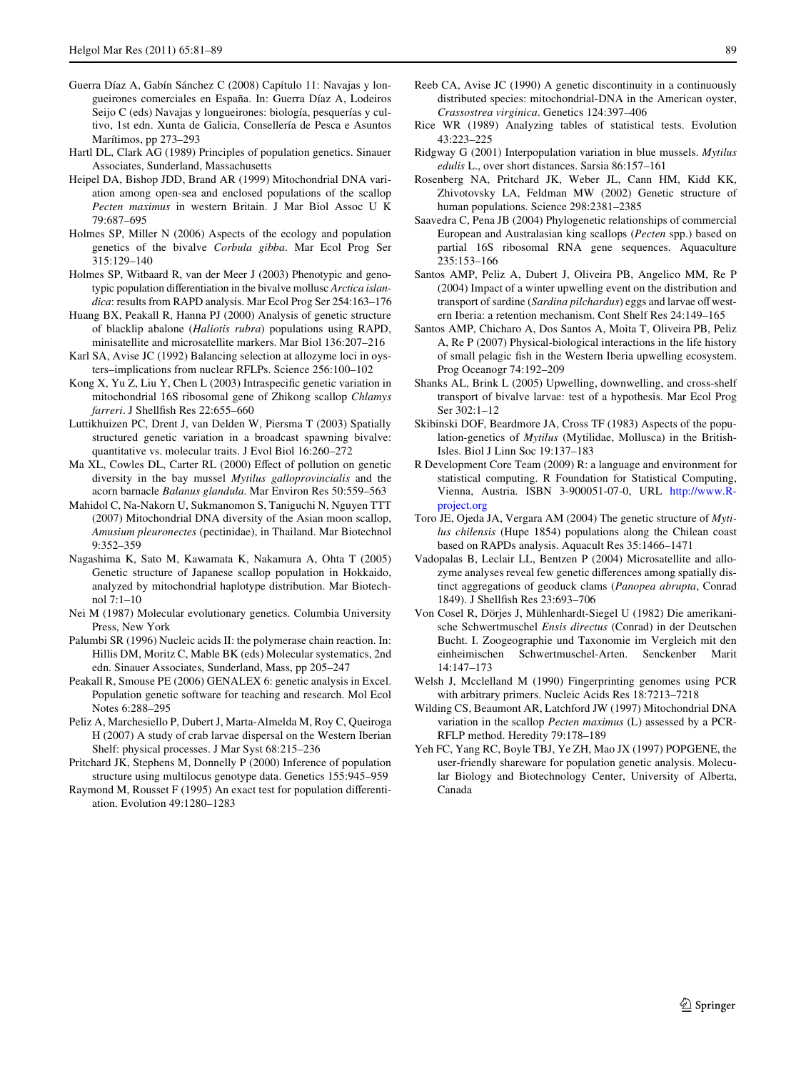Guerra Díaz A, Gabín Sánchez C (2008) Capítulo 11: Navajas y longueirones comerciales en España. In: Guerra Díaz A, Lodeiros Seijo C (eds) Navajas y longueirones: biología, pesquerías y cultivo, 1st edn. Xunta de Galicia, Consellería de Pesca e Asuntos Marítimos, pp 273–293

Hartl DL, Clark AG (1989) Principles of population genetics. Sinauer Associates, Sunderland, Massachusetts

Heipel DA, Bishop JDD, Brand AR (1999) Mitochondrial DNA variation among open-sea and enclosed populations of the scallop *Pecten maximus* in western Britain. J Mar Biol Assoc U K 79:687–695

Holmes SP, Miller N (2006) Aspects of the ecology and population genetics of the bivalve *Corbula gibba*. Mar Ecol Prog Ser 315:129–140

Holmes SP, Witbaard R, van der Meer J (2003) Phenotypic and genotypic population differentiation in the bivalve mollusc *Arctica islandica*: results from RAPD analysis. Mar Ecol Prog Ser 254:163–176

Huang BX, Peakall R, Hanna PJ (2000) Analysis of genetic structure of blacklip abalone (*Haliotis rubra*) populations using RAPD, minisatellite and microsatellite markers. Mar Biol 136:207–216

Karl SA, Avise JC (1992) Balancing selection at allozyme loci in oysters–implications from nuclear RFLPs. Science 256:100–102

Kong X, Yu Z, Liu Y, Chen L (2003) Intraspecific genetic variation in mitochondrial 16S ribosomal gene of Zhikong scallop *Chlamys farreri*. J Shellfish Res 22:655–660

Luttikhuizen PC, Drent J, van Delden W, Piersma T (2003) Spatially structured genetic variation in a broadcast spawning bivalve: quantitative vs. molecular traits. J Evol Biol 16:260–272

Ma XL, Cowles DL, Carter RL (2000) Effect of pollution on genetic diversity in the bay mussel *Mytilus galloprovincialis* and the acorn barnacle *Balanus glandula*. Mar Environ Res 50:559–563

Mahidol C, Na-Nakorn U, Sukmanomon S, Taniguchi N, Nguyen TTT (2007) Mitochondrial DNA diversity of the Asian moon scallop, *Amusium pleuronectes* (pectinidae), in Thailand. Mar Biotechnol 9:352–359

Nagashima K, Sato M, Kawamata K, Nakamura A, Ohta T (2005) Genetic structure of Japanese scallop population in Hokkaido, analyzed by mitochondrial haplotype distribution. Mar Biotechnol 7:1–10

Nei M (1987) Molecular evolutionary genetics. Columbia University Press, New York

Palumbi SR (1996) Nucleic acids II: the polymerase chain reaction. In: Hillis DM, Moritz C, Mable BK (eds) Molecular systematics, 2nd edn. Sinauer Associates, Sunderland, Mass, pp 205–247

Peakall R, Smouse PE (2006) GENALEX 6: genetic analysis in Excel. Population genetic software for teaching and research. Mol Ecol Notes 6:288–295

Peliz A, Marchesiello P, Dubert J, Marta-Almelda M, Roy C, Queiroga H (2007) A study of crab larvae dispersal on the Western Iberian Shelf: physical processes. J Mar Syst 68:215–236

Pritchard JK, Stephens M, Donnelly P (2000) Inference of population structure using multilocus genotype data. Genetics 155:945–959

Raymond M, Rousset F (1995) An exact test for population differentiation. Evolution 49:1280–1283

Reeb CA, Avise JC (1990) A genetic discontinuity in a continuously distributed species: mitochondrial-DNA in the American oyster, *Crassostrea virginica*. Genetics 124:397–406

Rice WR (1989) Analyzing tables of statistical tests. Evolution 43:223–225

Ridgway G (2001) Interpopulation variation in blue mussels. *Mytilus edulis* L., over short distances. Sarsia 86:157–161

Rosenberg NA, Pritchard JK, Weber JL, Cann HM, Kidd KK, Zhivotovsky LA, Feldman MW (2002) Genetic structure of human populations. Science 298:2381–2385

Saavedra C, Pena JB (2004) Phylogenetic relationships of commercial European and Australasian king scallops (*Pecten* spp.) based on partial 16S ribosomal RNA gene sequences. Aquaculture 235:153–166

Santos AMP, Peliz A, Dubert J, Oliveira PB, Angelico MM, Re P (2004) Impact of a winter upwelling event on the distribution and transport of sardine (*Sardina pilchardus*) eggs and larvae off western Iberia: a retention mechanism. Cont Shelf Res 24:149–165

Santos AMP, Chicharo A, Dos Santos A, Moita T, Oliveira PB, Peliz A, Re P (2007) Physical-biological interactions in the life history of small pelagic fish in the Western Iberia upwelling ecosystem. Prog Oceanogr 74:192–209

Shanks AL, Brink L (2005) Upwelling, downwelling, and cross-shelf transport of bivalve larvae: test of a hypothesis. Mar Ecol Prog Ser 302:1–12

Skibinski DOF, Beardmore JA, Cross TF (1983) Aspects of the population-genetics of *Mytilus* (Mytilidae, Mollusca) in the British-Isles. Biol J Linn Soc 19:137–183

R Development Core Team (2009) R: a language and environment for statistical computing. R Foundation for Statistical Computing, Vienna, Austria. ISBN 3-900051-07-0, URL http://www.R-project.org

Toro JE, Ojeda JA, Vergara AM (2004) The genetic structure of *Mytilus chilensis* (Hupe 1854) populations along the Chilean coast based on RAPDs analysis. Aquacult Res 35:1466–1471

Vadopalas B, Leclair LL, Bentzen P (2004) Microsatellite and allozyme analyses reveal few genetic differences among spatially distinct aggregations of geoduck clams (*Panopea abrupta*, Conrad 1849). J Shellfish Res 23:693–706

Von Cosel R, Dörjes J, Mühlenhardt-Siegel U (1982) Die amerikanische Schwertmuschel *Ensis directus* (Conrad) in der Deutschen Bucht. I. Zoogeographie und Taxonomie im Vergleich mit den einheimischen Schwertmuschel-Arten. Senckenber Marit 14:147–173

Welsh J, Mcclelland M (1990) Fingerprinting genomes using PCR with arbitrary primers. Nucleic Acids Res 18:7213–7218

Wilding CS, Beaumont AR, Latchford JW (1997) Mitochondrial DNA variation in the scallop *Pecten maximus* (L) assessed by a PCR-RFLP method. Heredity 79:178–189

Yeh FC, Yang RC, Boyle TBJ, Ye ZH, Mao JX (1997) POPGENE, the user-friendly shareware for population genetic analysis. Molecular Biology and Biotechnology Center, University of Alberta, Canada